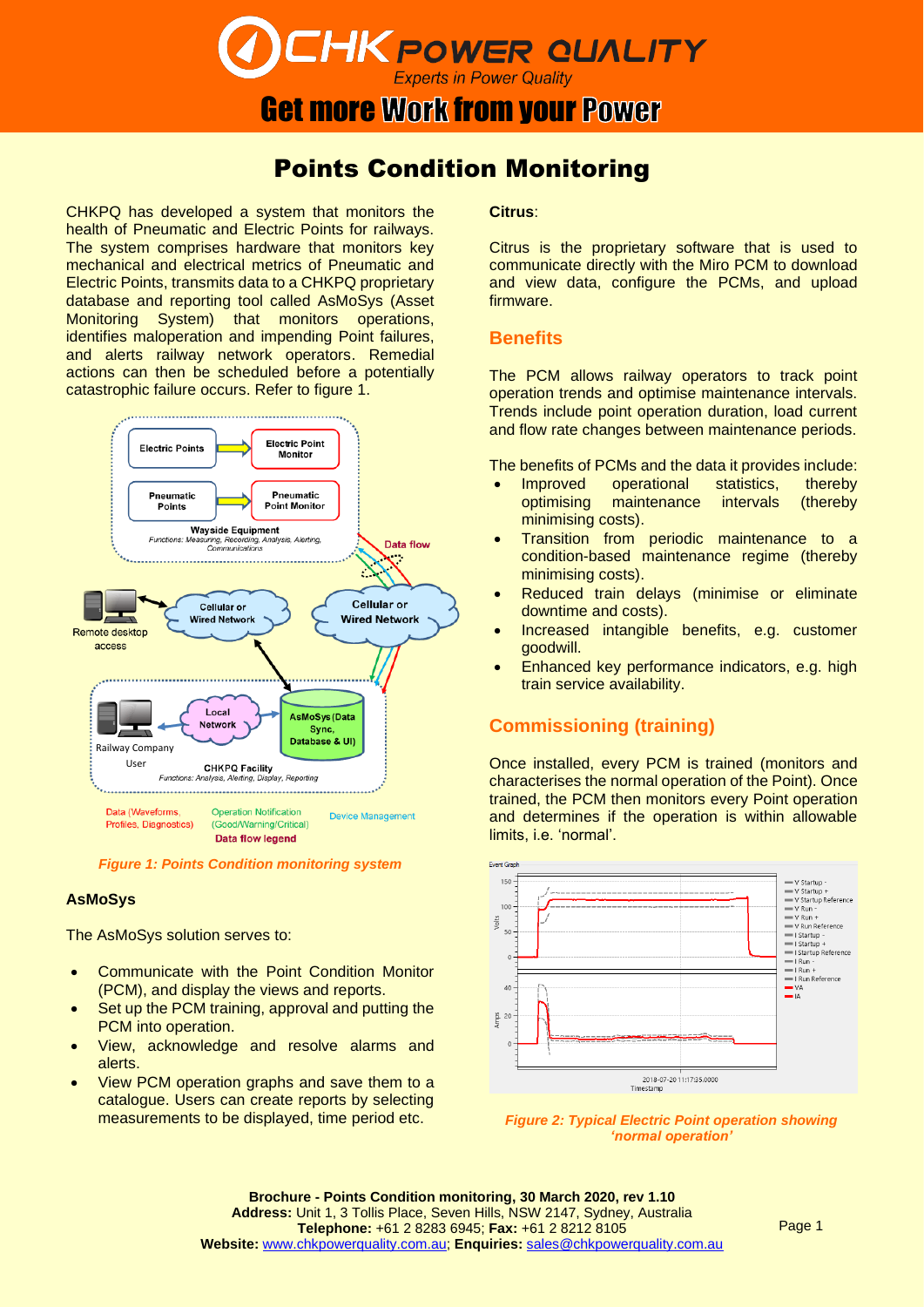# CHK POWER QUALITY

*Experts in Power Quality*

**Get more Work from your Power**

# Points Condition Monitoring

CHKPQ has developed a system that monitors the health of Pneumatic and Electric Points for railways. The system comprises hardware that monitors key mechanical and electrical metrics of Pneumatic and Electric Points, transmits data to a CHKPQ proprietary database and reporting tool called AsMoSys (Asset Monitoring System) that monitors operations, identifies maloperation and impending Point failures, and alerts railway network operators. Remedial actions can then be scheduled before a potentially catastrophic failure occurs. Refer to figure 1.

*Figure 1: Points Condition monitoring system*

### AsMoSys

The AsMoSys solution serves to:

- Communicate with the Point Condition Monitor (PCM), and display the views and reports.
- Set up the PCM training, approval and putting the PCM into operation.
- View, acknowledge and resolve alarms and alerts.
- View PCM operation graphs and save them to a catalogue. Users can create reports by selecting measurements to be displayed, time period etc.

### Citrus:

Citrus is the proprietary software that is used to communicate directly with the Miro PCM to download and view data, configure the PCMs, and upload firmware.

## Benefits

The PCM allows railway operators to track point operation trends and optimise maintenance intervals. Trends include point operation duration, load current and flow rate changes between maintenance periods.

The benefits of PCMs and the data it provides include:

- Improved operational statistics, thereby optimising maintenance intervals (thereby minimising costs).
- Transition from periodic maintenance to a condition-based maintenance regime (thereby minimising costs).
- Reduced train delays (minimise or eliminate downtime and costs).
- Increased intangible benefits, e.g. customer goodwill.
- Enhanced key performance indicators, e.g. high train service availability.

## Commissioning (training)

Once installed, every PCM is trained (monitors and characterises the normal operation of the Point). Once trained, the PCM then monitors every Point operation and determines if the operation is within allowable limits, i.e. 'normal'.

*Figure 2: Typical Electric Point operation showing 'normal operation'*

**Brochure - Points Condition monitoring, 30 March 2020, rev 1.10**
**Address:** Unit 1, 3 Tollis Place, Seven Hills, NSW 2147, Sydney, Australia
**Telephone:** +61 2 8283 6945; **Fax:** +61 2 8212 8105
**Website:** www.chkpowerquality.com.au; **Enquiries:** sales@chkpowerquality.com.au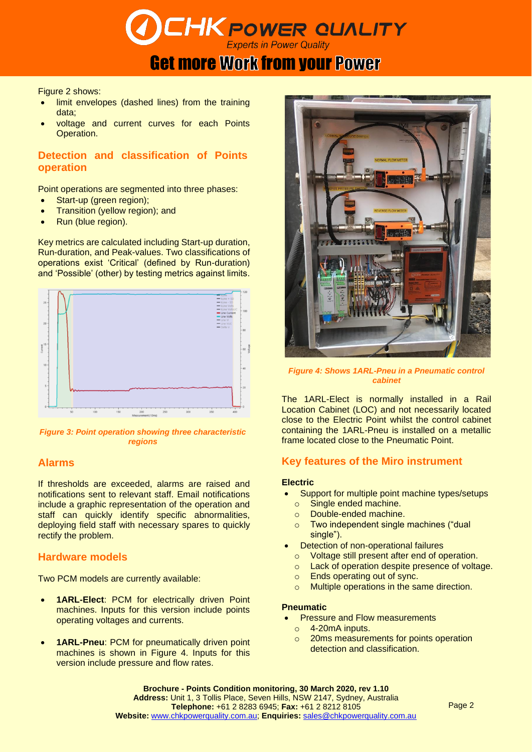Figure 2 shows:

- limit envelopes (dashed lines) from the training data;
- voltage and current curves for each Points Operation.

## Detection and classification of Points operation

Point operations are segmented into three phases:

- Start-up (green region);
- Transition (yellow region); and
- Run (blue region).

Key metrics are calculated including Start-up duration, Run-duration, and Peak-values. Two classifications of operations exist 'Critical' (defined by Run-duration) and 'Possible' (other) by testing metrics against limits.

*Figure 3: Point operation showing three characteristic regions*

## Alarms

If thresholds are exceeded, alarms are raised and notifications sent to relevant staff. Email notifications include a graphic representation of the operation and staff can quickly identify specific abnormalities, deploying field staff with necessary spares to quickly rectify the problem.

## Hardware models

Two PCM models are currently available:

- **1ARL-Elect**: PCM for electrically driven Point machines. Inputs for this version include points operating voltages and currents.
- **1ARL-Pneu**: PCM for pneumatically driven point machines is shown in Figure 4. Inputs for this version include pressure and flow rates.

*Figure 4: Shows 1ARL-Pneu in a Pneumatic control cabinet*

The 1ARL-Elect is normally installed in a Rail Location Cabinet (LOC) and not necessarily located close to the Electric Point whilst the control cabinet containing the 1ARL-Pneu is installed on a metallic frame located close to the Pneumatic Point.

## Key features of the Miro instrument

### Electric

- Support for multiple point machine types/setups
  - Single ended machine.
  - Double-ended machine.
  - Two independent single machines ("dual single").
- Detection of non-operational failures
  - Voltage still present after end of operation.
  - Lack of operation despite presence of voltage.
  - Ends operating out of sync.
  - Multiple operations in the same direction.

### Pneumatic

- Pressure and Flow measurements
  - 4-20mA inputs.
  - 20ms measurements for points operation detection and classification.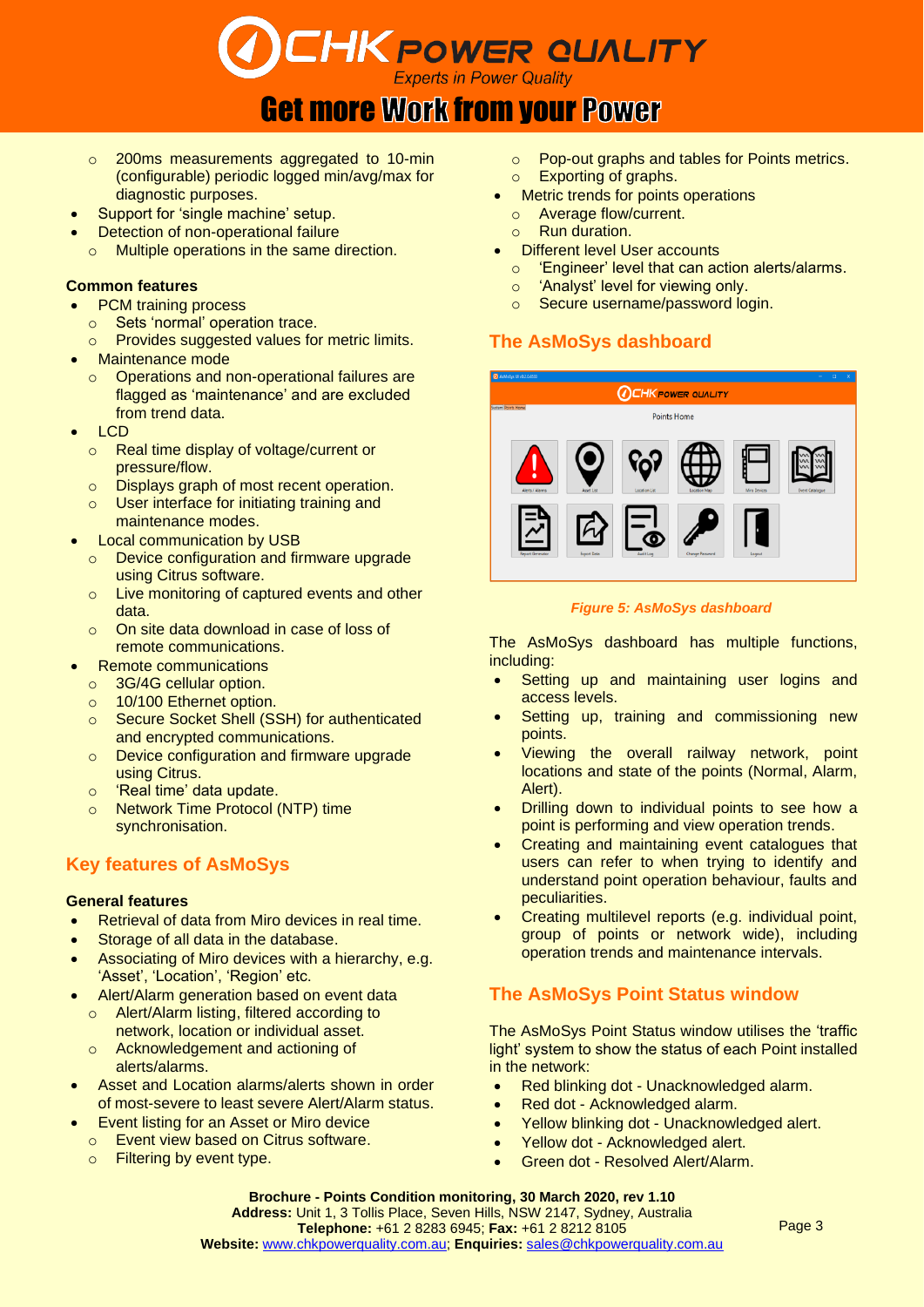- 200ms measurements aggregated to 10-min (configurable) periodic logged min/avg/max for diagnostic purposes.
- Support for 'single machine' setup.
- Detection of non-operational failure
  - Multiple operations in the same direction.

**Common features**

- PCM training process
  - Sets 'normal' operation trace.
  - Provides suggested values for metric limits.
- Maintenance mode
  - Operations and non-operational failures are flagged as 'maintenance' and are excluded from trend data.
- LCD
  - Real time display of voltage/current or pressure/flow.
  - Displays graph of most recent operation.
  - User interface for initiating training and maintenance modes.
- Local communication by USB
  - Device configuration and firmware upgrade using Citrus software.
  - Live monitoring of captured events and other data.
  - On site data download in case of loss of remote communications.
- Remote communications
  - 3G/4G cellular option.
  - 10/100 Ethernet option.
  - Secure Socket Shell (SSH) for authenticated and encrypted communications.
  - Device configuration and firmware upgrade using Citrus.
  - 'Real time' data update.
  - Network Time Protocol (NTP) time synchronisation.

## Key features of AsMoSys

**General features**

- Retrieval of data from Miro devices in real time.
- Storage of all data in the database.
- Associating of Miro devices with a hierarchy, e.g. 'Asset', 'Location', 'Region' etc.
- Alert/Alarm generation based on event data
  - Alert/Alarm listing, filtered according to network, location or individual asset.
  - Acknowledgement and actioning of alerts/alarms.
- Asset and Location alarms/alerts shown in order of most-severe to least severe Alert/Alarm status.
- Event listing for an Asset or Miro device
  - Event view based on Citrus software.
  - Filtering by event type.
  - Pop-out graphs and tables for Points metrics.
  - Exporting of graphs.
- Metric trends for points operations
  - Average flow/current.
  - Run duration.
- Different level User accounts
  - 'Engineer' level that can action alerts/alarms.
  - 'Analyst' level for viewing only.
  - Secure username/password login.

## The AsMoSys dashboard

*Figure 5: AsMoSys dashboard*

The AsMoSys dashboard has multiple functions, including:

- Setting up and maintaining user logins and access levels.
- Setting up, training and commissioning new points.
- Viewing the overall railway network, point locations and state of the points (Normal, Alarm, Alert).
- Drilling down to individual points to see how a point is performing and view operation trends.
- Creating and maintaining event catalogues that users can refer to when trying to identify and understand point operation behaviour, faults and peculiarities.
- Creating multilevel reports (e.g. individual point, group of points or network wide), including operation trends and maintenance intervals.

## The AsMoSys Point Status window

The AsMoSys Point Status window utilises the 'traffic light' system to show the status of each Point installed in the network:

- Red blinking dot - Unacknowledged alarm.
- Red dot - Acknowledged alarm.
- Yellow blinking dot - Unacknowledged alert.
- Yellow dot - Acknowledged alert.
- Green dot - Resolved Alert/Alarm.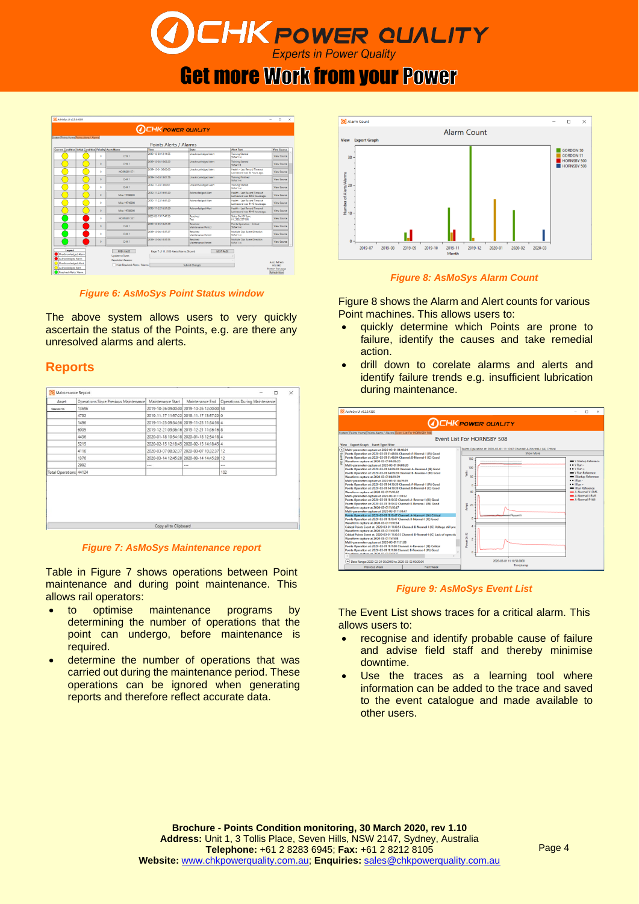Figure 6: AsMoSys Point Status window

The above system allows users to very quickly ascertain the status of the Points, e.g. are there any unresolved alarms and alerts.

## Reports

Figure 7: AsMoSys Maintenance report

Table in Figure 7 shows operations between Point maintenance and during point maintenance. This allows rail operators:

- to optimise maintenance programs by determining the number of operations that the point can undergo, before maintenance is required.
- determine the number of operations that was carried out during the maintenance period. These operations can be ignored when generating reports and therefore reflect accurate data.

Figure 8: AsMoSys Alarm Count

Figure 8 shows the Alarm and Alert counts for various Point machines. This allows users to:

- quickly determine which Points are prone to failure, identify the causes and take remedial action.
- drill down to corelate alarms and alerts and identify failure trends e.g. insufficient lubrication during maintenance.

Figure 9: AsMoSys Event List

The Event List shows traces for a critical alarm. This allows users to:

- recognise and identify probable cause of failure and advise field staff and thereby minimise downtime.
- Use the traces as a learning tool where information can be added to the trace and saved to the event catalogue and made available to other users.

**Brochure - Points Condition monitoring, 30 March 2020, rev 1.10**
**Address:** Unit 1, 3 Tollis Place, Seven Hills, NSW 2147, Sydney, Australia
**Telephone:** +61 2 8283 6945; **Fax:** +61 2 8212 8105
**Website:** www.chkpowerquality.com.au; **Enquiries:** sales@chkpowerquality.com.au